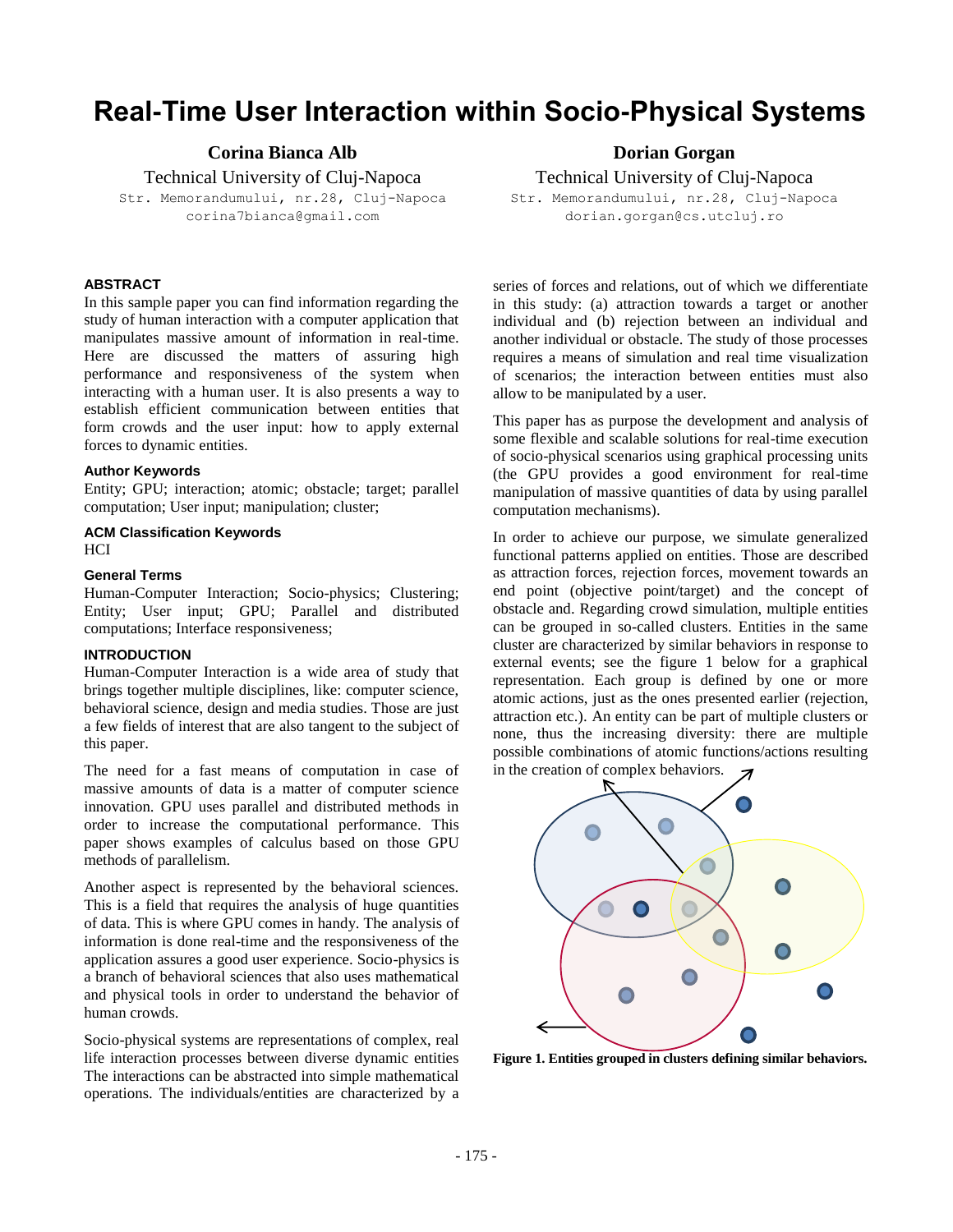# Real-Time User Interaction within Socio-Physical Systems

**Corina Bianca Alb**
Technical University of Cluj-Napoca
Str. Memorandumului, nr.28, Cluj-Napoca
corina7bianca@gmail.com

**Dorian Gorgan**
Technical University of Cluj-Napoca
Str. Memorandumului, nr.28, Cluj-Napoca
dorian.gorgan@cs.utcluj.ro

### ABSTRACT

In this sample paper you can find information regarding the study of human interaction with a computer application that manipulates massive amount of information in real-time. Here are discussed the matters of assuring high performance and responsiveness of the system when interacting with a human user. It is also presents a way to establish efficient communication between entities that form crowds and the user input: how to apply external forces to dynamic entities.

### Author Keywords

Entity; GPU; interaction; atomic; obstacle; target; parallel computation; User input; manipulation; cluster;

### ACM Classification Keywords

HCI

### General Terms

Human-Computer Interaction; Socio-physics; Clustering; Entity; User input; GPU; Parallel and distributed computations; Interface responsiveness;

### INTRODUCTION

Human-Computer Interaction is a wide area of study that brings together multiple disciplines, like: computer science, behavioral science, design and media studies. Those are just a few fields of interest that are also tangent to the subject of this paper.

The need for a fast means of computation in case of massive amounts of data is a matter of computer science innovation. GPU uses parallel and distributed methods in order to increase the computational performance. This paper shows examples of calculus based on those GPU methods of parallelism.

Another aspect is represented by the behavioral sciences. This is a field that requires the analysis of huge quantities of data. This is where GPU comes in handy. The analysis of information is done real-time and the responsiveness of the application assures a good user experience. Socio-physics is a branch of behavioral sciences that also uses mathematical and physical tools in order to understand the behavior of human crowds.

Socio-physical systems are representations of complex, real life interaction processes between diverse dynamic entities The interactions can be abstracted into simple mathematical operations. The individuals/entities are characterized by a series of forces and relations, out of which we differentiate in this study: (a) attraction towards a target or another individual and (b) rejection between an individual and another individual or obstacle. The study of those processes requires a means of simulation and real time visualization of scenarios; the interaction between entities must also allow to be manipulated by a user.

This paper has as purpose the development and analysis of some flexible and scalable solutions for real-time execution of socio-physical scenarios using graphical processing units (the GPU provides a good environment for real-time manipulation of massive quantities of data by using parallel computation mechanisms).

In order to achieve our purpose, we simulate generalized functional patterns applied on entities. Those are described as attraction forces, rejection forces, movement towards an end point (objective point/target) and the concept of obstacle and. Regarding crowd simulation, multiple entities can be grouped in so-called clusters. Entities in the same cluster are characterized by similar behaviors in response to external events; see the figure 1 below for a graphical representation. Each group is defined by one or more atomic actions, just as the ones presented earlier (rejection, attraction etc.). An entity can be part of multiple clusters or none, thus the increasing diversity: there are multiple possible combinations of atomic functions/actions resulting in the creation of complex behaviors.

**Figure 1. Entities grouped in clusters defining similar behaviors.**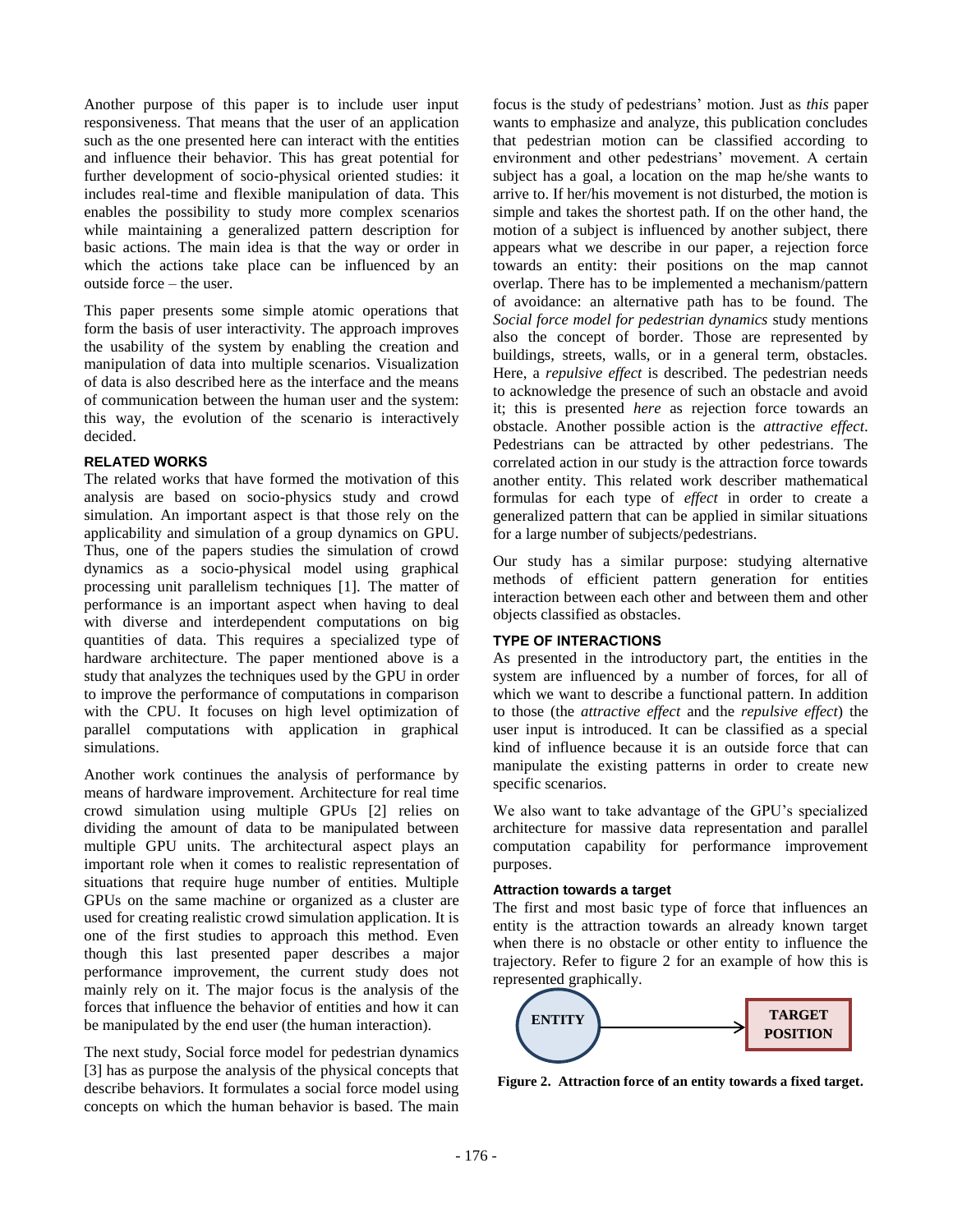Another purpose of this paper is to include user input responsiveness. That means that the user of an application such as the one presented here can interact with the entities and influence their behavior. This has great potential for further development of socio-physical oriented studies: it includes real-time and flexible manipulation of data. This enables the possibility to study more complex scenarios while maintaining a generalized pattern description for basic actions. The main idea is that the way or order in which the actions take place can be influenced by an outside force – the user.

This paper presents some simple atomic operations that form the basis of user interactivity. The approach improves the usability of the system by enabling the creation and manipulation of data into multiple scenarios. Visualization of data is also described here as the interface and the means of communication between the human user and the system: this way, the evolution of the scenario is interactively decided.

## RELATED WORKS

The related works that have formed the motivation of this analysis are based on socio-physics study and crowd simulation. An important aspect is that those rely on the applicability and simulation of a group dynamics on GPU. Thus, one of the papers studies the simulation of crowd dynamics as a socio-physical model using graphical processing unit parallelism techniques [1]. The matter of performance is an important aspect when having to deal with diverse and interdependent computations on big quantities of data. This requires a specialized type of hardware architecture. The paper mentioned above is a study that analyzes the techniques used by the GPU in order to improve the performance of computations in comparison with the CPU. It focuses on high level optimization of parallel computations with application in graphical simulations.

Another work continues the analysis of performance by means of hardware improvement. Architecture for real time crowd simulation using multiple GPUs [2] relies on dividing the amount of data to be manipulated between multiple GPU units. The architectural aspect plays an important role when it comes to realistic representation of situations that require huge number of entities. Multiple GPUs on the same machine or organized as a cluster are used for creating realistic crowd simulation application. It is one of the first studies to approach this method. Even though this last presented paper describes a major performance improvement, the current study does not mainly rely on it. The major focus is the analysis of the forces that influence the behavior of entities and how it can be manipulated by the end user (the human interaction).

The next study, Social force model for pedestrian dynamics [3] has as purpose the analysis of the physical concepts that describe behaviors. It formulates a social force model using concepts on which the human behavior is based. The main focus is the study of pedestrians' motion. Just as *this* paper wants to emphasize and analyze, this publication concludes that pedestrian motion can be classified according to environment and other pedestrians' movement. A certain subject has a goal, a location on the map he/she wants to arrive to. If her/his movement is not disturbed, the motion is simple and takes the shortest path. If on the other hand, the motion of a subject is influenced by another subject, there appears what we describe in our paper, a rejection force towards an entity: their positions on the map cannot overlap. There has to be implemented a mechanism/pattern of avoidance: an alternative path has to be found. The *Social force model for pedestrian dynamics* study mentions also the concept of border. Those are represented by buildings, streets, walls, or in a general term, obstacles. Here, a *repulsive effect* is described. The pedestrian needs to acknowledge the presence of such an obstacle and avoid it; this is presented *here* as rejection force towards an obstacle. Another possible action is the *attractive effect*. Pedestrians can be attracted by other pedestrians. The correlated action in our study is the attraction force towards another entity. This related work describer mathematical formulas for each type of *effect* in order to create a generalized pattern that can be applied in similar situations for a large number of subjects/pedestrians.

Our study has a similar purpose: studying alternative methods of efficient pattern generation for entities interaction between each other and between them and other objects classified as obstacles.

## TYPE OF INTERACTIONS

As presented in the introductory part, the entities in the system are influenced by a number of forces, for all of which we want to describe a functional pattern. In addition to those (the *attractive effect* and the *repulsive effect*) the user input is introduced. It can be classified as a special kind of influence because it is an outside force that can manipulate the existing patterns in order to create new specific scenarios.

We also want to take advantage of the GPU's specialized architecture for massive data representation and parallel computation capability for performance improvement purposes.

### Attraction towards a target

The first and most basic type of force that influences an entity is the attraction towards an already known target when there is no obstacle or other entity to influence the trajectory. Refer to figure 2 for an example of how this is represented graphically.

ENTITY → TARGET POSITION

**Figure 2. Attraction force of an entity towards a fixed target.**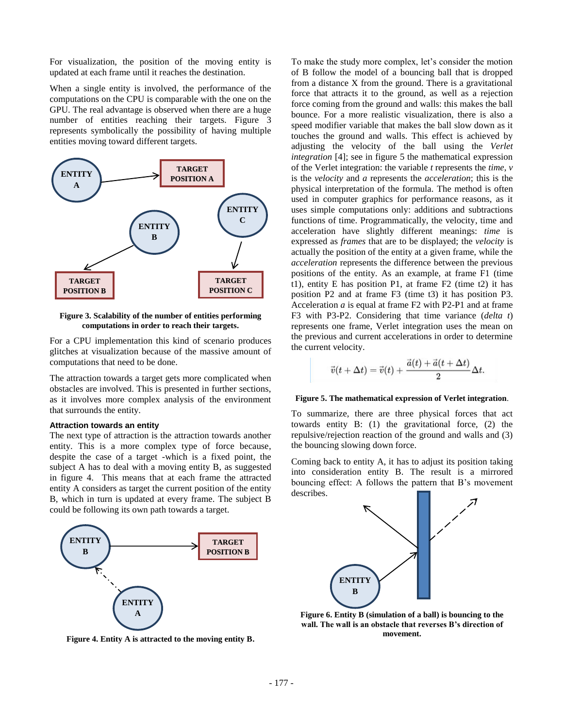For visualization, the position of the moving entity is updated at each frame until it reaches the destination.

When a single entity is involved, the performance of the computations on the CPU is comparable with the one on the GPU. The real advantage is observed when there are a huge number of entities reaching their targets. Figure 3 represents symbolically the possibility of having multiple entities moving toward different targets.

**Figure 3. Scalability of the number of entities performing computations in order to reach their targets.**

For a CPU implementation this kind of scenario produces glitches at visualization because of the massive amount of computations that need to be done.

The attraction towards a target gets more complicated when obstacles are involved. This is presented in further sections, as it involves more complex analysis of the environment that surrounds the entity.

### Attraction towards an entity

The next type of attraction is the attraction towards another entity. This is a more complex type of force because, despite the case of a target -which is a fixed point, the subject A has to deal with a moving entity B, as suggested in figure 4. This means that at each frame the attracted entity A considers as target the current position of the entity B, which in turn is updated at every frame. The subject B could be following its own path towards a target.

**Figure 4. Entity A is attracted to the moving entity B.**

To make the study more complex, let's consider the motion of B follow the model of a bouncing ball that is dropped from a distance X from the ground. There is a gravitational force that attracts it to the ground, as well as a rejection force coming from the ground and walls: this makes the ball bounce. For a more realistic visualization, there is also a speed modifier variable that makes the ball slow down as it touches the ground and walls. This effect is achieved by adjusting the velocity of the ball using the *Verlet integration* [4]; see in figure 5 the mathematical expression of the Verlet integration: the variable *t* represents the *time*, *v* is the *velocity* and *a* represents the *acceleration*; this is the physical interpretation of the formula. The method is often used in computer graphics for performance reasons, as it uses simple computations only: additions and subtractions functions of time. Programmatically, the velocity, time and acceleration have slightly different meanings: *time* is expressed as *frames* that are to be displayed; the *velocity* is actually the position of the entity at a given frame, while the *acceleration* represents the difference between the previous positions of the entity. As an example, at frame F1 (time t1), entity E has position P1, at frame F2 (time t2) it has position P2 and at frame F3 (time t3) it has position P3. Acceleration *a* is equal at frame F2 with P2-P1 and at frame F3 with P3-P2. Considering that time variance (*delta t*) represents one frame, Verlet integration uses the mean on the previous and current accelerations in order to determine the current velocity.

$$\vec{v}(t+\Delta t) = \vec{v}(t) + \frac{\vec{a}(t) + \vec{a}(t+\Delta t)}{2}\Delta t.$$

**Figure 5. The mathematical expression of Verlet integration**.

To summarize, there are three physical forces that act towards entity B: (1) the gravitational force, (2) the repulsive/rejection reaction of the ground and walls and (3) the bouncing slowing down force.

Coming back to entity A, it has to adjust its position taking into consideration entity B. The result is a mirrored bouncing effect: A follows the pattern that B's movement describes.

**Figure 6. Entity B (simulation of a ball) is bouncing to the wall. The wall is an obstacle that reverses B's direction of movement.**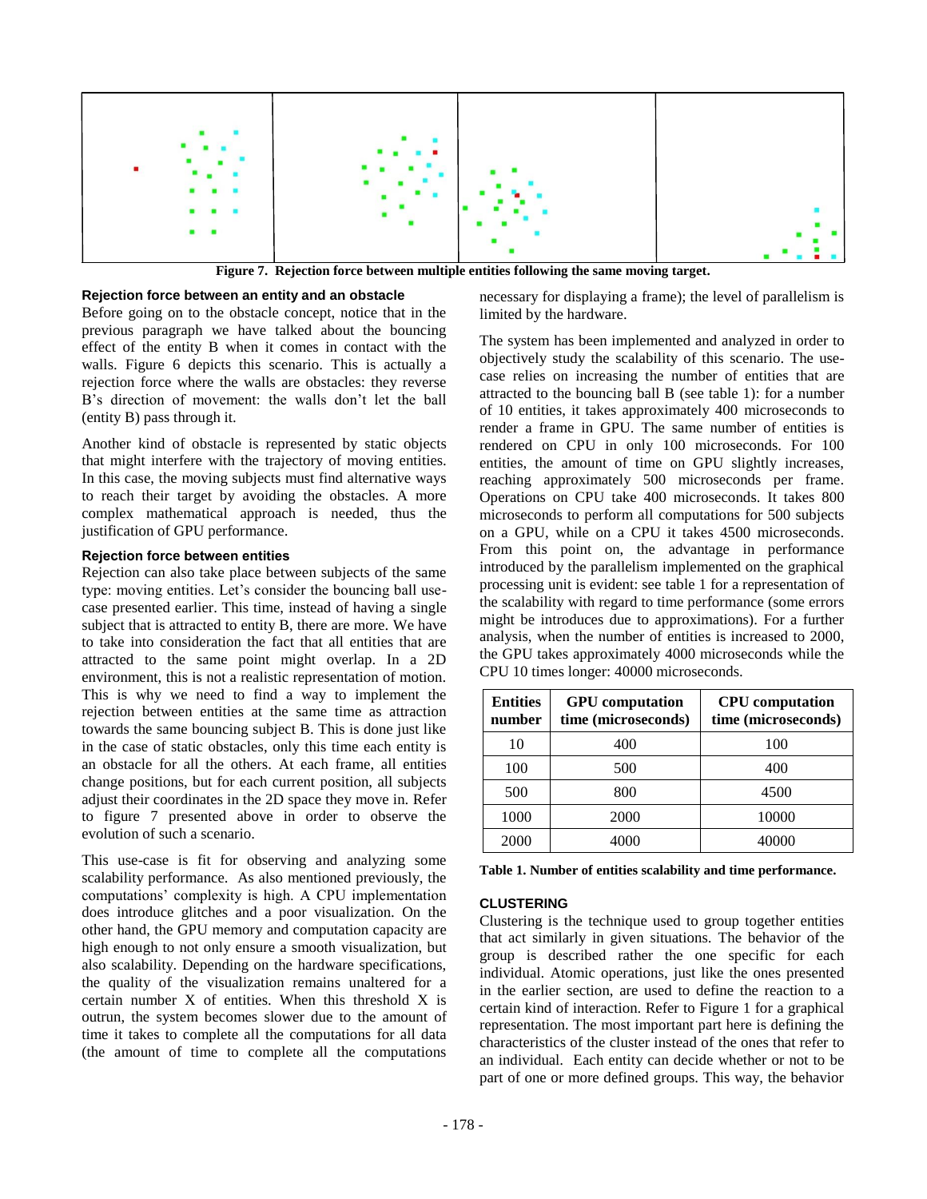Figure 7. Rejection force between multiple entities following the same moving target.

### Rejection force between an entity and an obstacle

Before going on to the obstacle concept, notice that in the previous paragraph we have talked about the bouncing effect of the entity B when it comes in contact with the walls. Figure 6 depicts this scenario. This is actually a rejection force where the walls are obstacles: they reverse B's direction of movement: the walls don't let the ball (entity B) pass through it.

Another kind of obstacle is represented by static objects that might interfere with the trajectory of moving entities. In this case, the moving subjects must find alternative ways to reach their target by avoiding the obstacles. A more complex mathematical approach is needed, thus the justification of GPU performance.

### Rejection force between entities

Rejection can also take place between subjects of the same type: moving entities. Let's consider the bouncing ball use-case presented earlier. This time, instead of having a single subject that is attracted to entity B, there are more. We have to take into consideration the fact that all entities that are attracted to the same point might overlap. In a 2D environment, this is not a realistic representation of motion. This is why we need to find a way to implement the rejection between entities at the same time as attraction towards the same bouncing subject B. This is done just like in the case of static obstacles, only this time each entity is an obstacle for all the others. At each frame, all entities change positions, but for each current position, all subjects adjust their coordinates in the 2D space they move in. Refer to figure 7 presented above in order to observe the evolution of such a scenario.

This use-case is fit for observing and analyzing some scalability performance. As also mentioned previously, the computations' complexity is high. A CPU implementation does introduce glitches and a poor visualization. On the other hand, the GPU memory and computation capacity are high enough to not only ensure a smooth visualization, but also scalability. Depending on the hardware specifications, the quality of the visualization remains unaltered for a certain number X of entities. When this threshold X is outrun, the system becomes slower due to the amount of time it takes to complete all the computations for all data (the amount of time to complete all the computations necessary for displaying a frame); the level of parallelism is limited by the hardware.

The system has been implemented and analyzed in order to objectively study the scalability of this scenario. The use-case relies on increasing the number of entities that are attracted to the bouncing ball B (see table 1): for a number of 10 entities, it takes approximately 400 microseconds to render a frame in GPU. The same number of entities is rendered on CPU in only 100 microseconds. For 100 entities, the amount of time on GPU slightly increases, reaching approximately 500 microseconds per frame. Operations on CPU take 400 microseconds. It takes 800 microseconds to perform all computations for 500 subjects on a GPU, while on a CPU it takes 4500 microseconds. From this point on, the advantage in performance introduced by the parallelism implemented on the graphical processing unit is evident: see table 1 for a representation of the scalability with regard to time performance (some errors might be introduces due to approximations). For a further analysis, when the number of entities is increased to 2000, the GPU takes approximately 4000 microseconds while the CPU 10 times longer: 40000 microseconds.

| Entities number | GPU computation time (microseconds) | CPU computation time (microseconds) |
|---|---|---|
| 10 | 400 | 100 |
| 100 | 500 | 400 |
| 500 | 800 | 4500 |
| 1000 | 2000 | 10000 |
| 2000 | 4000 | 40000 |

**Table 1. Number of entities scalability and time performance.**

## CLUSTERING

Clustering is the technique used to group together entities that act similarly in given situations. The behavior of the group is described rather the one specific for each individual. Atomic operations, just like the ones presented in the earlier section, are used to define the reaction to a certain kind of interaction. Refer to Figure 1 for a graphical representation. The most important part here is defining the characteristics of the cluster instead of the ones that refer to an individual. Each entity can decide whether or not to be part of one or more defined groups. This way, the behavior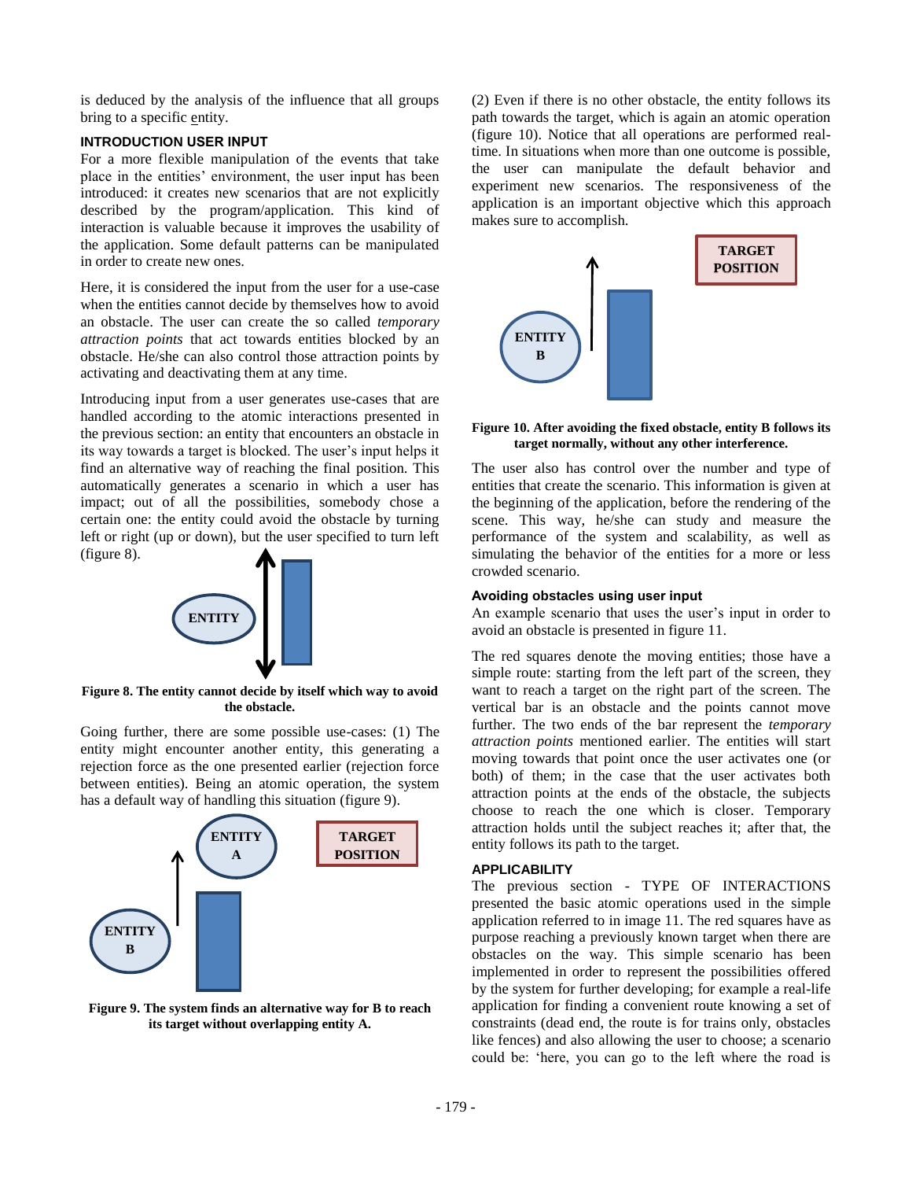is deduced by the analysis of the influence that all groups bring to a specific entity.

### INTRODUCTION USER INPUT

For a more flexible manipulation of the events that take place in the entities' environment, the user input has been introduced: it creates new scenarios that are not explicitly described by the program/application. This kind of interaction is valuable because it improves the usability of the application. Some default patterns can be manipulated in order to create new ones.

Here, it is considered the input from the user for a use-case when the entities cannot decide by themselves how to avoid an obstacle. The user can create the so called *temporary attraction points* that act towards entities blocked by an obstacle. He/she can also control those attraction points by activating and deactivating them at any time.

Introducing input from a user generates use-cases that are handled according to the atomic interactions presented in the previous section: an entity that encounters an obstacle in its way towards a target is blocked. The user's input helps it find an alternative way of reaching the final position. This automatically generates a scenario in which a user has impact; out of all the possibilities, somebody chose a certain one: the entity could avoid the obstacle by turning left or right (up or down), but the user specified to turn left (figure 8).

**Figure 8. The entity cannot decide by itself which way to avoid the obstacle.**

Going further, there are some possible use-cases: (1) The entity might encounter another entity, this generating a rejection force as the one presented earlier (rejection force between entities). Being an atomic operation, the system has a default way of handling this situation (figure 9).

**Figure 9. The system finds an alternative way for B to reach its target without overlapping entity A.**

(2) Even if there is no other obstacle, the entity follows its path towards the target, which is again an atomic operation (figure 10). Notice that all operations are performed real-time. In situations when more than one outcome is possible, the user can manipulate the default behavior and experiment new scenarios. The responsiveness of the application is an important objective which this approach makes sure to accomplish.

**Figure 10. After avoiding the fixed obstacle, entity B follows its target normally, without any other interference.**

The user also has control over the number and type of entities that create the scenario. This information is given at the beginning of the application, before the rendering of the scene. This way, he/she can study and measure the performance of the system and scalability, as well as simulating the behavior of the entities for a more or less crowded scenario.

#### Avoiding obstacles using user input

An example scenario that uses the user's input in order to avoid an obstacle is presented in figure 11.

The red squares denote the moving entities; those have a simple route: starting from the left part of the screen, they want to reach a target on the right part of the screen. The vertical bar is an obstacle and the points cannot move further. The two ends of the bar represent the *temporary attraction points* mentioned earlier. The entities will start moving towards that point once the user activates one (or both) of them; in the case that the user activates both attraction points at the ends of the obstacle, the subjects choose to reach the one which is closer. Temporary attraction holds until the subject reaches it; after that, the entity follows its path to the target.

### APPLICABILITY

The previous section - TYPE OF INTERACTIONS presented the basic atomic operations used in the simple application referred to in image 11. The red squares have as purpose reaching a previously known target when there are obstacles on the way. This simple scenario has been implemented in order to represent the possibilities offered by the system for further developing; for example a real-life application for finding a convenient route knowing a set of constraints (dead end, the route is for trains only, obstacles like fences) and also allowing the user to choose; a scenario could be: 'here, you can go to the left where the road is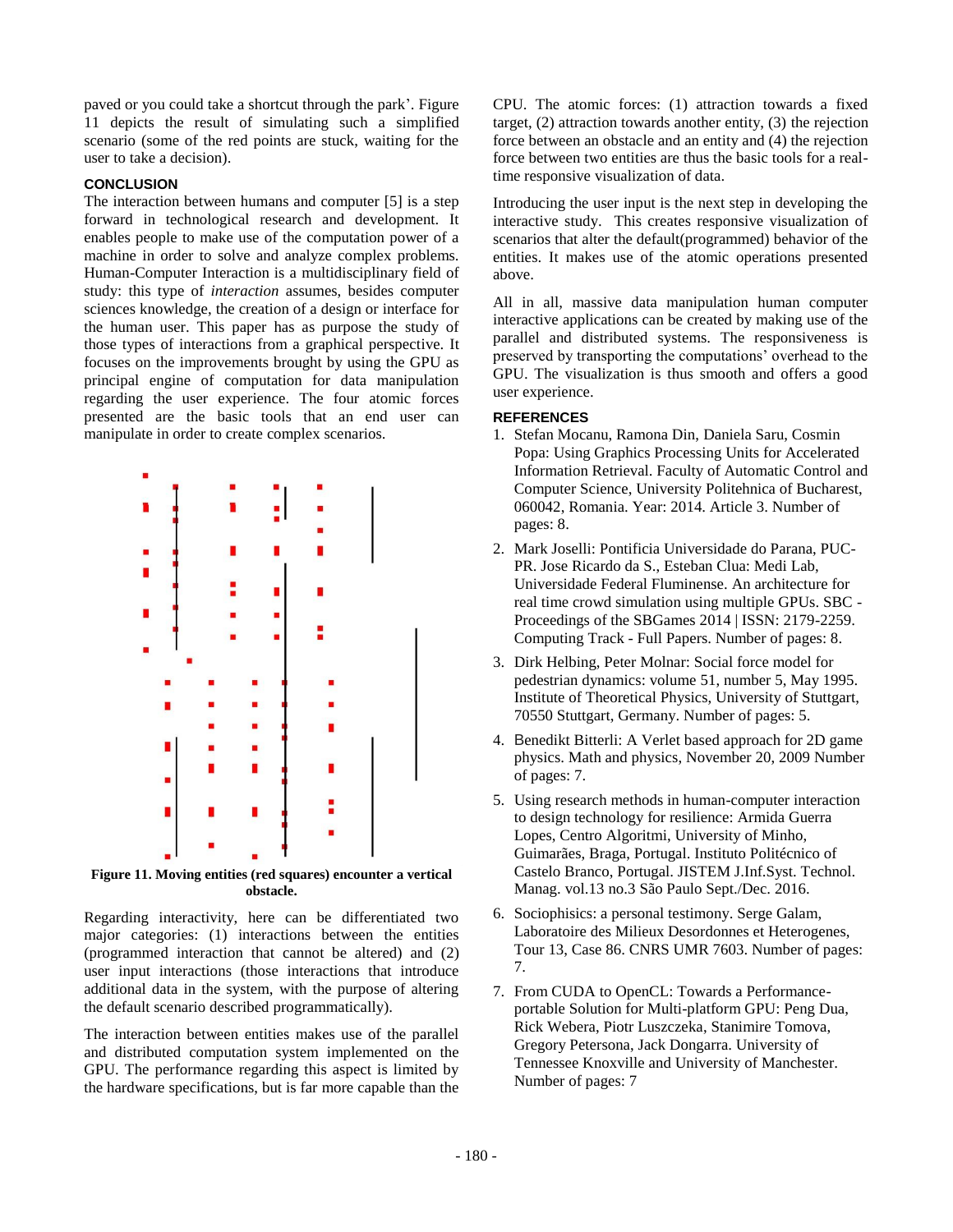paved or you could take a shortcut through the park'. Figure 11 depicts the result of simulating such a simplified scenario (some of the red points are stuck, waiting for the user to take a decision).

## CONCLUSION

The interaction between humans and computer [5] is a step forward in technological research and development. It enables people to make use of the computation power of a machine in order to solve and analyze complex problems. Human-Computer Interaction is a multidisciplinary field of study: this type of *interaction* assumes, besides computer sciences knowledge, the creation of a design or interface for the human user. This paper has as purpose the study of those types of interactions from a graphical perspective. It focuses on the improvements brought by using the GPU as principal engine of computation for data manipulation regarding the user experience. The four atomic forces presented are the basic tools that an end user can manipulate in order to create complex scenarios.

**Figure 11. Moving entities (red squares) encounter a vertical obstacle.**

Regarding interactivity, here can be differentiated two major categories: (1) interactions between the entities (programmed interaction that cannot be altered) and (2) user input interactions (those interactions that introduce additional data in the system, with the purpose of altering the default scenario described programmatically).

The interaction between entities makes use of the parallel and distributed computation system implemented on the GPU. The performance regarding this aspect is limited by the hardware specifications, but is far more capable than the CPU. The atomic forces: (1) attraction towards a fixed target, (2) attraction towards another entity, (3) the rejection force between an obstacle and an entity and (4) the rejection force between two entities are thus the basic tools for a real-time responsive visualization of data.

Introducing the user input is the next step in developing the interactive study. This creates responsive visualization of scenarios that alter the default(programmed) behavior of the entities. It makes use of the atomic operations presented above.

All in all, massive data manipulation human computer interactive applications can be created by making use of the parallel and distributed systems. The responsiveness is preserved by transporting the computations' overhead to the GPU. The visualization is thus smooth and offers a good user experience.

## REFERENCES

1. Stefan Mocanu, Ramona Din, Daniela Saru, Cosmin Popa: Using Graphics Processing Units for Accelerated Information Retrieval. Faculty of Automatic Control and Computer Science, University Politehnica of Bucharest, 060042, Romania. Year: 2014. Article 3. Number of pages: 8.
2. Mark Joselli: Pontificia Universidade do Parana, PUC-PR. Jose Ricardo da S., Esteban Clua: Medi Lab, Universidade Federal Fluminense. An architecture for real time crowd simulation using multiple GPUs. SBC - Proceedings of the SBGames 2014 | ISSN: 2179-2259. Computing Track - Full Papers. Number of pages: 8.
3. Dirk Helbing, Peter Molnar: Social force model for pedestrian dynamics: volume 51, number 5, May 1995. Institute of Theoretical Physics, University of Stuttgart, 70550 Stuttgart, Germany. Number of pages: 5.
4. Benedikt Bitterli: A Verlet based approach for 2D game physics. Math and physics, November 20, 2009 Number of pages: 7.
5. Using research methods in human-computer interaction to design technology for resilience: Armida Guerra Lopes, Centro Algoritmi, University of Minho, Guimarães, Braga, Portugal. Instituto Politécnico of Castelo Branco, Portugal. JISTEM J.Inf.Syst. Technol. Manag. vol.13 no.3 São Paulo Sept./Dec. 2016.
6. Sociophisics: a personal testimony. Serge Galam, Laboratoire des Milieux Desordonnes et Heterogenes, Tour 13, Case 86. CNRS UMR 7603. Number of pages: 7.
7. From CUDA to OpenCL: Towards a Performance-portable Solution for Multi-platform GPU: Peng Dua, Rick Webera, Piotr Luszczeka, Stanimire Tomova, Gregory Petersona, Jack Dongarra. University of Tennessee Knoxville and University of Manchester. Number of pages: 7